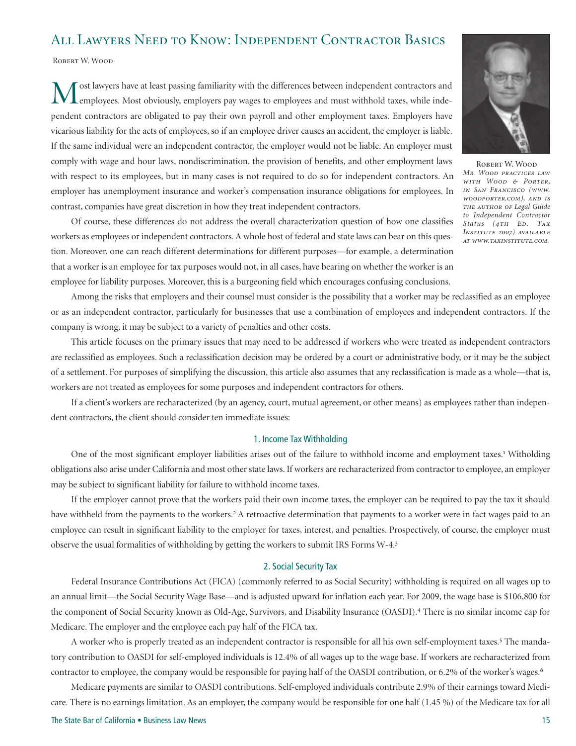# All Lawyers Need to Know: Independent Contractor Basics

Robert W. Wood

Robert W. Wood
*Mr. Wood practices law with Wood & Porter, in San Francisco (www.woodporter.com), and is the author of Legal Guide to Independent Contractor Status (4th Ed. Tax Institute 2007) available at www.taxinstitute.com.*

Most lawyers have at least passing familiarity with the differences between independent contractors and employees. Most obviously, employers pay wages to employees and must withhold taxes, while independent contractors are obligated to pay their own payroll and other employment taxes. Employers have vicarious liability for the acts of employees, so if an employee driver causes an accident, the employer is liable. If the same individual were an independent contractor, the employer would not be liable. An employer must comply with wage and hour laws, nondiscrimination, the provision of benefits, and other employment laws with respect to its employees, but in many cases is not required to do so for independent contractors. An employer has unemployment insurance and worker's compensation insurance obligations for employees. In contrast, companies have great discretion in how they treat independent contractors.

Of course, these differences do not address the overall characterization question of how one classifies workers as employees or independent contractors. A whole host of federal and state laws can bear on this question. Moreover, one can reach different determinations for different purposes—for example, a determination that a worker is an employee for tax purposes would not, in all cases, have bearing on whether the worker is an employee for liability purposes. Moreover, this is a burgeoning field which encourages confusing conclusions.

Among the risks that employers and their counsel must consider is the possibility that a worker may be reclassified as an employee or as an independent contractor, particularly for businesses that use a combination of employees and independent contractors. If the company is wrong, it may be subject to a variety of penalties and other costs.

This article focuses on the primary issues that may need to be addressed if workers who were treated as independent contractors are reclassified as employees. Such a reclassification decision may be ordered by a court or administrative body, or it may be the subject of a settlement. For purposes of simplifying the discussion, this article also assumes that any reclassification is made as a whole—that is, workers are not treated as employees for some purposes and independent contractors for others.

If a client's workers are recharacterized (by an agency, court, mutual agreement, or other means) as employees rather than independent contractors, the client should consider ten immediate issues:

## 1. Income Tax Withholding

One of the most significant employer liabilities arises out of the failure to withhold income and employment taxes.[1] Witholding obligations also arise under California and most other state laws. If workers are recharacterized from contractor to employee, an employer may be subject to significant liability for failure to withhold income taxes.

If the employer cannot prove that the workers paid their own income taxes, the employer can be required to pay the tax it should have withheld from the payments to the workers.[2] A retroactive determination that payments to a worker were in fact wages paid to an employee can result in significant liability to the employer for taxes, interest, and penalties. Prospectively, of course, the employer must observe the usual formalities of withholding by getting the workers to submit IRS Forms W-4.[3]

## 2. Social Security Tax

Federal Insurance Contributions Act (FICA) (commonly referred to as Social Security) withholding is required on all wages up to an annual limit—the Social Security Wage Base—and is adjusted upward for inflation each year. For 2009, the wage base is $106,800 for the component of Social Security known as Old-Age, Survivors, and Disability Insurance (OASDI).[4] There is no similar income cap for Medicare. The employer and the employee each pay half of the FICA tax.

A worker who is properly treated as an independent contractor is responsible for all his own self-employment taxes.[5] The mandatory contribution to OASDI for self-employed individuals is 12.4% of all wages up to the wage base. If workers are recharacterized from contractor to employee, the company would be responsible for paying half of the OASDI contribution, or 6.2% of the worker's wages.[6]

Medicare payments are similar to OASDI contributions. Self-employed individuals contribute 2.9% of their earnings toward Medicare. There is no earnings limitation. As an employer, the company would be responsible for one half (1.45 %) of the Medicare tax for all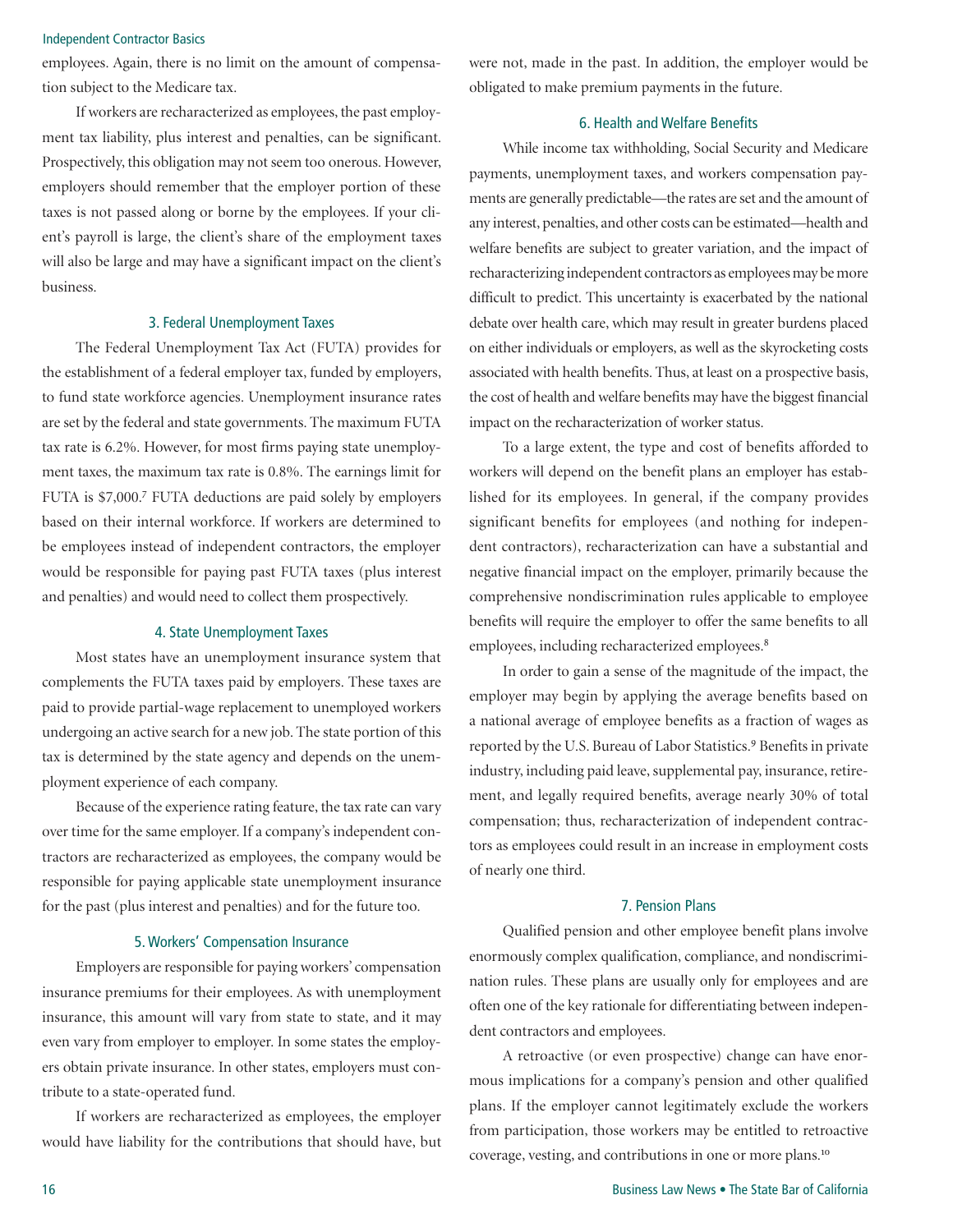employees. Again, there is no limit on the amount of compensation subject to the Medicare tax.

If workers are recharacterized as employees, the past employment tax liability, plus interest and penalties, can be significant. Prospectively, this obligation may not seem too onerous. However, employers should remember that the employer portion of these taxes is not passed along or borne by the employees. If your client's payroll is large, the client's share of the employment taxes will also be large and may have a significant impact on the client's business.

### 3. Federal Unemployment Taxes

The Federal Unemployment Tax Act (FUTA) provides for the establishment of a federal employer tax, funded by employers, to fund state workforce agencies. Unemployment insurance rates are set by the federal and state governments. The maximum FUTA tax rate is 6.2%. However, for most firms paying state unemployment taxes, the maximum tax rate is 0.8%. The earnings limit for FUTA is $7,000.[7] FUTA deductions are paid solely by employers based on their internal workforce. If workers are determined to be employees instead of independent contractors, the employer would be responsible for paying past FUTA taxes (plus interest and penalties) and would need to collect them prospectively.

### 4. State Unemployment Taxes

Most states have an unemployment insurance system that complements the FUTA taxes paid by employers. These taxes are paid to provide partial-wage replacement to unemployed workers undergoing an active search for a new job. The state portion of this tax is determined by the state agency and depends on the unemployment experience of each company.

Because of the experience rating feature, the tax rate can vary over time for the same employer. If a company's independent contractors are recharacterized as employees, the company would be responsible for paying applicable state unemployment insurance for the past (plus interest and penalties) and for the future too.

### 5. Workers' Compensation Insurance

Employers are responsible for paying workers' compensation insurance premiums for their employees. As with unemployment insurance, this amount will vary from state to state, and it may even vary from employer to employer. In some states the employers obtain private insurance. In other states, employers must contribute to a state-operated fund.

If workers are recharacterized as employees, the employer would have liability for the contributions that should have, but were not, made in the past. In addition, the employer would be obligated to make premium payments in the future.

### 6. Health and Welfare Benefits

While income tax withholding, Social Security and Medicare payments, unemployment taxes, and workers compensation payments are generally predictable—the rates are set and the amount of any interest, penalties, and other costs can be estimated—health and welfare benefits are subject to greater variation, and the impact of recharacterizing independent contractors as employees may be more difficult to predict. This uncertainty is exacerbated by the national debate over health care, which may result in greater burdens placed on either individuals or employers, as well as the skyrocketing costs associated with health benefits. Thus, at least on a prospective basis, the cost of health and welfare benefits may have the biggest financial impact on the recharacterization of worker status.

To a large extent, the type and cost of benefits afforded to workers will depend on the benefit plans an employer has established for its employees. In general, if the company provides significant benefits for employees (and nothing for independent contractors), recharacterization can have a substantial and negative financial impact on the employer, primarily because the comprehensive nondiscrimination rules applicable to employee benefits will require the employer to offer the same benefits to all employees, including recharacterized employees.[8]

In order to gain a sense of the magnitude of the impact, the employer may begin by applying the average benefits based on a national average of employee benefits as a fraction of wages as reported by the U.S. Bureau of Labor Statistics.[9] Benefits in private industry, including paid leave, supplemental pay, insurance, retirement, and legally required benefits, average nearly 30% of total compensation; thus, recharacterization of independent contractors as employees could result in an increase in employment costs of nearly one third.

### 7. Pension Plans

Qualified pension and other employee benefit plans involve enormously complex qualification, compliance, and nondiscrimination rules. These plans are usually only for employees and are often one of the key rationale for differentiating between independent contractors and employees.

A retroactive (or even prospective) change can have enormous implications for a company's pension and other qualified plans. If the employer cannot legitimately exclude the workers from participation, those workers may be entitled to retroactive coverage, vesting, and contributions in one or more plans.[10]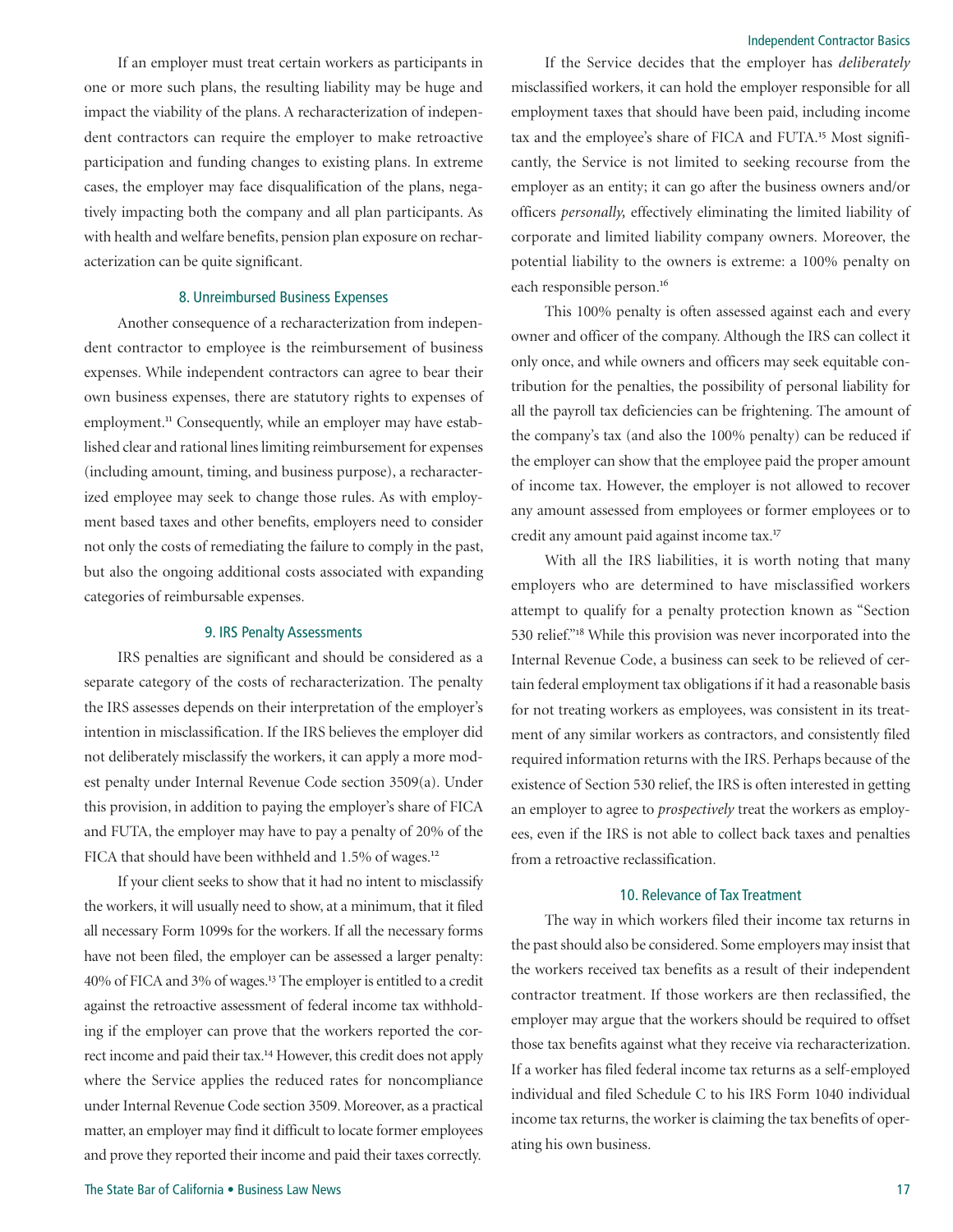If an employer must treat certain workers as participants in one or more such plans, the resulting liability may be huge and impact the viability of the plans. A recharacterization of independent contractors can require the employer to make retroactive participation and funding changes to existing plans. In extreme cases, the employer may face disqualification of the plans, negatively impacting both the company and all plan participants. As with health and welfare benefits, pension plan exposure on recharacterization can be quite significant.

### 8. Unreimbursed Business Expenses

Another consequence of a recharacterization from independent contractor to employee is the reimbursement of business expenses. While independent contractors can agree to bear their own business expenses, there are statutory rights to expenses of employment.[11] Consequently, while an employer may have established clear and rational lines limiting reimbursement for expenses (including amount, timing, and business purpose), a recharacterized employee may seek to change those rules. As with employment based taxes and other benefits, employers need to consider not only the costs of remediating the failure to comply in the past, but also the ongoing additional costs associated with expanding categories of reimbursable expenses.

### 9. IRS Penalty Assessments

IRS penalties are significant and should be considered as a separate category of the costs of recharacterization. The penalty the IRS assesses depends on their interpretation of the employer's intention in misclassification. If the IRS believes the employer did not deliberately misclassify the workers, it can apply a more modest penalty under Internal Revenue Code section 3509(a). Under this provision, in addition to paying the employer's share of FICA and FUTA, the employer may have to pay a penalty of 20% of the FICA that should have been withheld and 1.5% of wages.[12]

If your client seeks to show that it had no intent to misclassify the workers, it will usually need to show, at a minimum, that it filed all necessary Form 1099s for the workers. If all the necessary forms have not been filed, the employer can be assessed a larger penalty: 40% of FICA and 3% of wages.[13] The employer is entitled to a credit against the retroactive assessment of federal income tax withholding if the employer can prove that the workers reported the correct income and paid their tax.[14] However, this credit does not apply where the Service applies the reduced rates for noncompliance under Internal Revenue Code section 3509. Moreover, as a practical matter, an employer may find it difficult to locate former employees and prove they reported their income and paid their taxes correctly.

If the Service decides that the employer has *deliberately* misclassified workers, it can hold the employer responsible for all employment taxes that should have been paid, including income tax and the employee's share of FICA and FUTA.[15] Most significantly, the Service is not limited to seeking recourse from the employer as an entity; it can go after the business owners and/or officers *personally,* effectively eliminating the limited liability of corporate and limited liability company owners. Moreover, the potential liability to the owners is extreme: a 100% penalty on each responsible person.[16]

This 100% penalty is often assessed against each and every owner and officer of the company. Although the IRS can collect it only once, and while owners and officers may seek equitable contribution for the penalties, the possibility of personal liability for all the payroll tax deficiencies can be frightening. The amount of the company's tax (and also the 100% penalty) can be reduced if the employer can show that the employee paid the proper amount of income tax. However, the employer is not allowed to recover any amount assessed from employees or former employees or to credit any amount paid against income tax.[17]

With all the IRS liabilities, it is worth noting that many employers who are determined to have misclassified workers attempt to qualify for a penalty protection known as "Section 530 relief."[18] While this provision was never incorporated into the Internal Revenue Code, a business can seek to be relieved of certain federal employment tax obligations if it had a reasonable basis for not treating workers as employees, was consistent in its treatment of any similar workers as contractors, and consistently filed required information returns with the IRS. Perhaps because of the existence of Section 530 relief, the IRS is often interested in getting an employer to agree to *prospectively* treat the workers as employees, even if the IRS is not able to collect back taxes and penalties from a retroactive reclassification.

### 10. Relevance of Tax Treatment

The way in which workers filed their income tax returns in the past should also be considered. Some employers may insist that the workers received tax benefits as a result of their independent contractor treatment. If those workers are then reclassified, the employer may argue that the workers should be required to offset those tax benefits against what they receive via recharacterization. If a worker has filed federal income tax returns as a self-employed individual and filed Schedule C to his IRS Form 1040 individual income tax returns, the worker is claiming the tax benefits of operating his own business.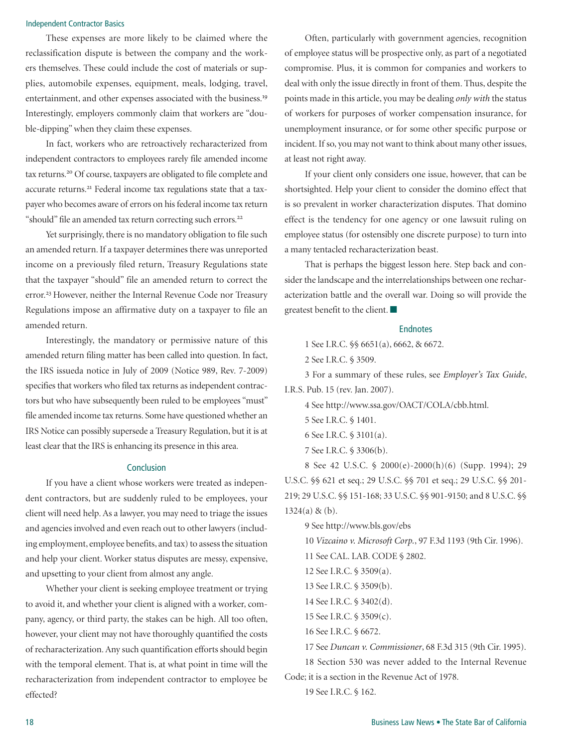These expenses are more likely to be claimed where the reclassification dispute is between the company and the workers themselves. These could include the cost of materials or supplies, automobile expenses, equipment, meals, lodging, travel, entertainment, and other expenses associated with the business.[19] Interestingly, employers commonly claim that workers are "double-dipping" when they claim these expenses.

In fact, workers who are retroactively recharacterized from independent contractors to employees rarely file amended income tax returns.[20] Of course, taxpayers are obligated to file complete and accurate returns.[21] Federal income tax regulations state that a taxpayer who becomes aware of errors on his federal income tax return "should" file an amended tax return correcting such errors.[22]

Yet surprisingly, there is no mandatory obligation to file such an amended return. If a taxpayer determines there was unreported income on a previously filed return, Treasury Regulations state that the taxpayer "should" file an amended return to correct the error.[23] However, neither the Internal Revenue Code nor Treasury Regulations impose an affirmative duty on a taxpayer to file an amended return.

Interestingly, the mandatory or permissive nature of this amended return filing matter has been called into question. In fact, the IRS issueda notice in July of 2009 (Notice 989, Rev. 7-2009) specifies that workers who filed tax returns as independent contractors but who have subsequently been ruled to be employees "must" file amended income tax returns. Some have questioned whether an IRS Notice can possibly supersede a Treasury Regulation, but it is at least clear that the IRS is enhancing its presence in this area.

## Conclusion

If you have a client whose workers were treated as independent contractors, but are suddenly ruled to be employees, your client will need help. As a lawyer, you may need to triage the issues and agencies involved and even reach out to other lawyers (including employment, employee benefits, and tax) to assess the situation and help your client. Worker status disputes are messy, expensive, and upsetting to your client from almost any angle.

Whether your client is seeking employee treatment or trying to avoid it, and whether your client is aligned with a worker, company, agency, or third party, the stakes can be high. All too often, however, your client may not have thoroughly quantified the costs of recharacterization. Any such quantification efforts should begin with the temporal element. That is, at what point in time will the recharacterization from independent contractor to employee be effected?

Often, particularly with government agencies, recognition of employee status will be prospective only, as part of a negotiated compromise. Plus, it is common for companies and workers to deal with only the issue directly in front of them. Thus, despite the points made in this article, you may be dealing *only with* the status of workers for purposes of worker compensation insurance, for unemployment insurance, or for some other specific purpose or incident. If so, you may not want to think about many other issues, at least not right away.

If your client only considers one issue, however, that can be shortsighted. Help your client to consider the domino effect that is so prevalent in worker characterization disputes. That domino effect is the tendency for one agency or one lawsuit ruling on employee status (for ostensibly one discrete purpose) to turn into a many tentacled recharacterization beast.

That is perhaps the biggest lesson here. Step back and consider the landscape and the interrelationships between one recharacterization battle and the overall war. Doing so will provide the greatest benefit to the client. ■

## Endnotes

1 See I.R.C. §§ 6651(a), 6662, & 6672.

2 See I.R.C. § 3509.

3 For a summary of these rules, see *Employer's Tax Guide*, I.R.S. Pub. 15 (rev. Jan. 2007).

4 See http://www.ssa.gov/OACT/COLA/cbb.html.

5 See I.R.C. § 1401.

6 See I.R.C. § 3101(a).

7 See I.R.C. § 3306(b).

8 See 42 U.S.C. § 2000(e)-2000(h)(6) (Supp. 1994); 29 U.S.C. §§ 621 et seq.; 29 U.S.C. §§ 701 et seq.; 29 U.S.C. §§ 201-219; 29 U.S.C. §§ 151-168; 33 U.S.C. §§ 901-9150; and 8 U.S.C. §§ 1324(a) & (b).

9 See http://www.bls.gov/ebs

10 *Vizcaino v. Microsoft Corp.*, 97 F.3d 1193 (9th Cir. 1996).

11 See CAL. LAB. CODE § 2802.

12 See I.R.C. § 3509(a).

13 See I.R.C. § 3509(b).

14 See I.R.C. § 3402(d).

15 See I.R.C. § 3509(c).

16 See I.R.C. § 6672.

17 See *Duncan v. Commissioner*, 68 F.3d 315 (9th Cir. 1995).

18 Section 530 was never added to the Internal Revenue Code; it is a section in the Revenue Act of 1978.

19 See I.R.C. § 162.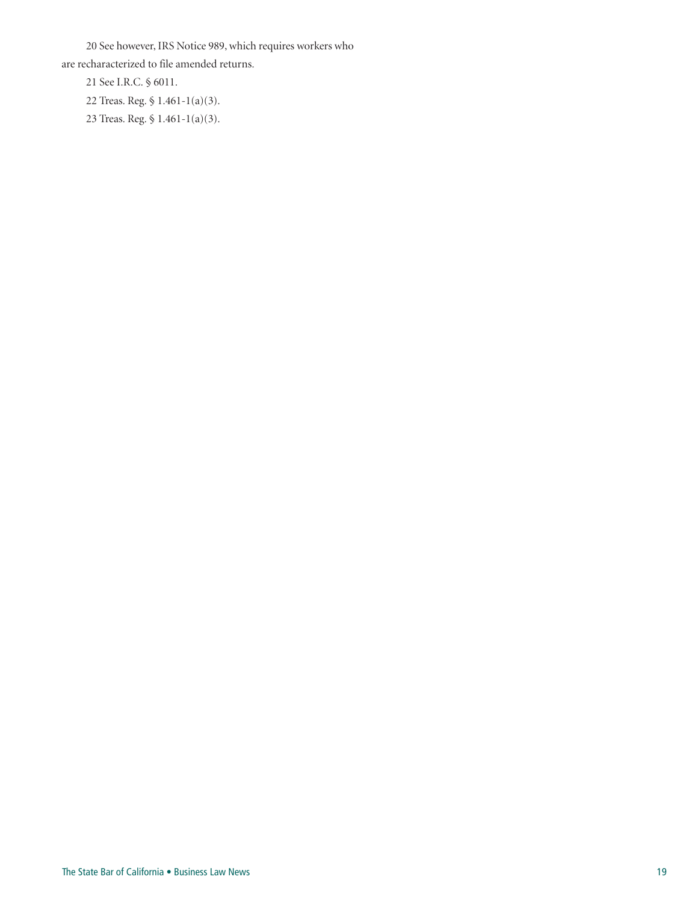20 See however, IRS Notice 989, which requires workers who are recharacterized to file amended returns.

21 See I.R.C. § 6011.

22 Treas. Reg. § 1.461-1(a)(3).

23 Treas. Reg. § 1.461-1(a)(3).